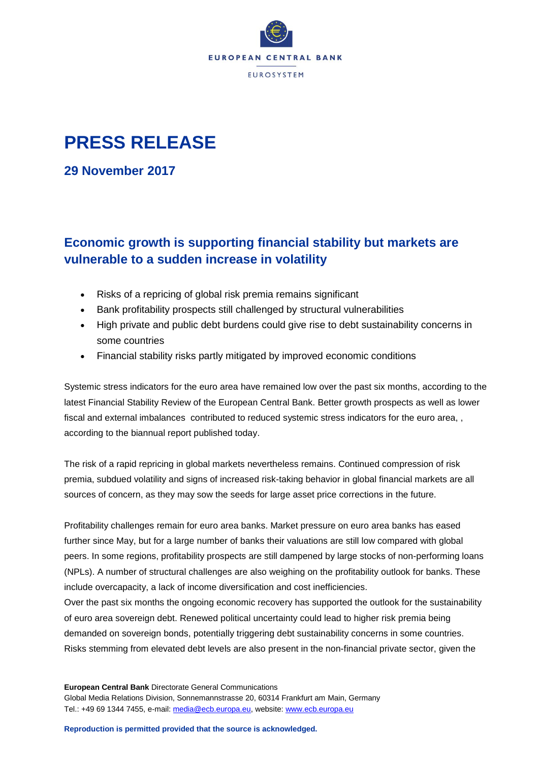EUROPEAN CENTRAL BANK

EUROSYSTEM

# PRESS RELEASE

## 29 November 2017

## Economic growth is supporting financial stability but markets are vulnerable to a sudden increase in volatility

- Risks of a repricing of global risk premia remains significant
- Bank profitability prospects still challenged by structural vulnerabilities
- High private and public debt burdens could give rise to debt sustainability concerns in some countries
- Financial stability risks partly mitigated by improved economic conditions

Systemic stress indicators for the euro area have remained low over the past six months, according to the latest Financial Stability Review of the European Central Bank. Better growth prospects as well as lower fiscal and external imbalances  contributed to reduced systemic stress indicators for the euro area, , according to the biannual report published today.

The risk of a rapid repricing in global markets nevertheless remains. Continued compression of risk premia, subdued volatility and signs of increased risk-taking behavior in global financial markets are all sources of concern, as they may sow the seeds for large asset price corrections in the future.

Profitability challenges remain for euro area banks. Market pressure on euro area banks has eased further since May, but for a large number of banks their valuations are still low compared with global peers. In some regions, profitability prospects are still dampened by large stocks of non-performing loans (NPLs). A number of structural challenges are also weighing on the profitability outlook for banks. These include overcapacity, a lack of income diversification and cost inefficiencies.

Over the past six months the ongoing economic recovery has supported the outlook for the sustainability of euro area sovereign debt. Renewed political uncertainty could lead to higher risk premia being demanded on sovereign bonds, potentially triggering debt sustainability concerns in some countries. Risks stemming from elevated debt levels are also present in the non-financial private sector, given the

**European Central Bank** Directorate General Communications
Global Media Relations Division, Sonnemannstrasse 20, 60314 Frankfurt am Main, Germany
Tel.: +49 69 1344 7455, e-mail: media@ecb.europa.eu, website: www.ecb.europa.eu

**Reproduction is permitted provided that the source is acknowledged.**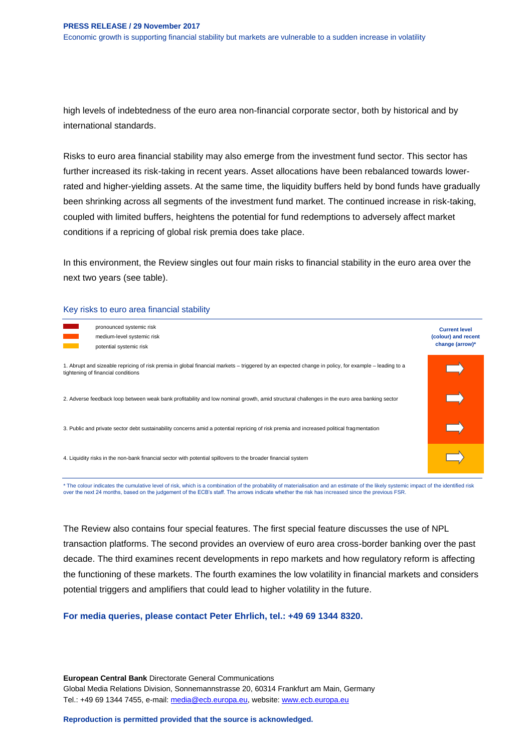high levels of indebtedness of the euro area non-financial corporate sector, both by historical and by international standards.

Risks to euro area financial stability may also emerge from the investment fund sector. This sector has further increased its risk-taking in recent years. Asset allocations have been rebalanced towards lower-rated and higher-yielding assets. At the same time, the liquidity buffers held by bond funds have gradually been shrinking across all segments of the investment fund market. The continued increase in risk-taking, coupled with limited buffers, heightens the potential for fund redemptions to adversely affect market conditions if a repricing of global risk premia does take place.

In this environment, the Review singles out four main risks to financial stability in the euro area over the next two years (see table).

### Key risks to euro area financial stability

- pronounced systemic risk
- medium-level systemic risk
- potential systemic risk

| | Current level (colour) and recent change (arrow)* |
| --- | --- |
| 1. Abrupt and sizeable repricing of risk premia in global financial markets – triggered by an expected change in policy, for example – leading to a tightening of financial conditions | medium-level systemic risk; → |
| 2. Adverse feedback loop between weak bank profitability and low nominal growth, amid structural challenges in the euro area banking sector | medium-level systemic risk; → |
| 3. Public and private sector debt sustainability concerns amid a potential repricing of risk premia and increased political fragmentation | medium-level systemic risk; → |
| 4. Liquidity risks in the non-bank financial sector with potential spillovers to the broader financial system | potential systemic risk; → |

\* The colour indicates the cumulative level of risk, which is a combination of the probability of materialisation and an estimate of the likely systemic impact of the identified risk over the next 24 months, based on the judgement of the ECB's staff. The arrows indicate whether the risk has increased since the previous FSR.

The Review also contains four special features. The first special feature discusses the use of NPL transaction platforms. The second provides an overview of euro area cross-border banking over the past decade. The third examines recent developments in repo markets and how regulatory reform is affecting the functioning of these markets. The fourth examines the low volatility in financial markets and considers potential triggers and amplifiers that could lead to higher volatility in the future.

**For media queries, please contact Peter Ehrlich, tel.: +49 69 1344 8320.**

**European Central Bank** Directorate General Communications
Global Media Relations Division, Sonnemannstrasse 20, 60314 Frankfurt am Main, Germany
Tel.: +49 69 1344 7455, e-mail: media@ecb.europa.eu, website: www.ecb.europa.eu

**Reproduction is permitted provided that the source is acknowledged.**